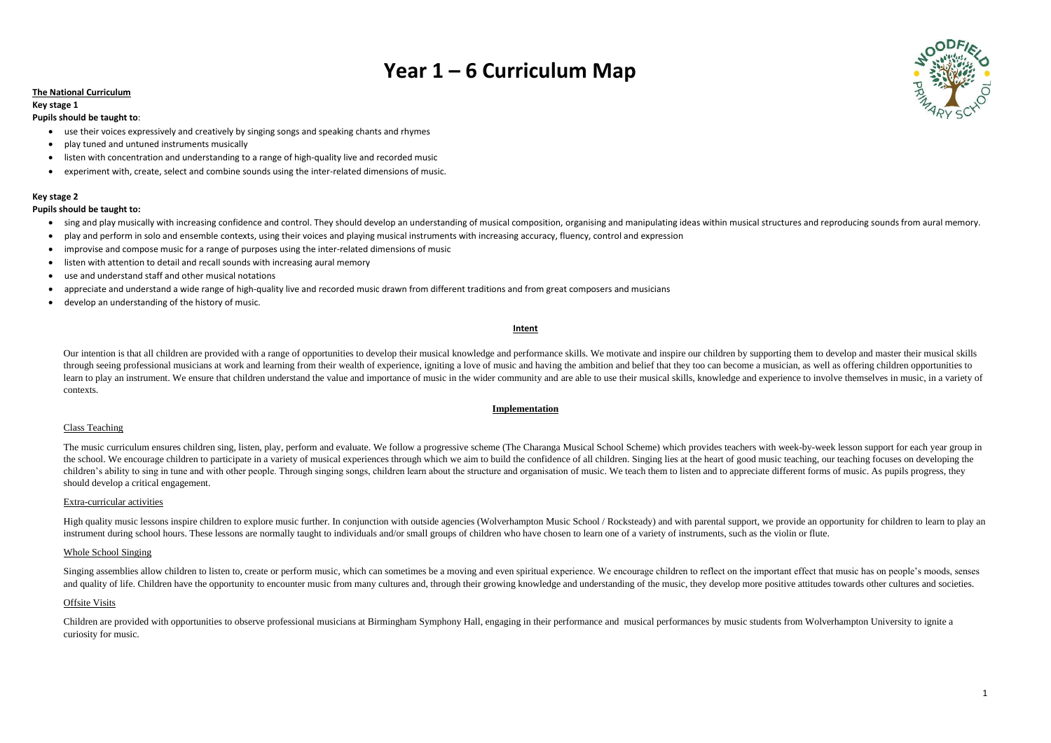# Year 1 – 6 Curriculum Map

**The National Curriculum**

**Key stage 1**

**Pupils should be taught to**:

- use their voices expressively and creatively by singing songs and speaking chants and rhymes
- play tuned and untuned instruments musically
- listen with concentration and understanding to a range of high-quality live and recorded music
- experiment with, create, select and combine sounds using the inter-related dimensions of music.

**Key stage 2**

**Pupils should be taught to:**

- sing and play musically with increasing confidence and control. They should develop an understanding of musical composition, organising and manipulating ideas within musical structures and reproducing sounds from aural memory.
- play and perform in solo and ensemble contexts, using their voices and playing musical instruments with increasing accuracy, fluency, control and expression
- improvise and compose music for a range of purposes using the inter-related dimensions of music
- listen with attention to detail and recall sounds with increasing aural memory
- use and understand staff and other musical notations
- appreciate and understand a wide range of high-quality live and recorded music drawn from different traditions and from great composers and musicians
- develop an understanding of the history of music.

## Intent

Our intention is that all children are provided with a range of opportunities to develop their musical knowledge and performance skills. We motivate and inspire our children by supporting them to develop and master their musical skills through seeing professional musicians at work and learning from their wealth of experience, igniting a love of music and having the ambition and belief that they too can become a musician, as well as offering children opportunities to learn to play an instrument. We ensure that children understand the value and importance of music in the wider community and are able to use their musical skills, knowledge and experience to involve themselves in music, in a variety of contexts.

## Implementation

### Class Teaching

The music curriculum ensures children sing, listen, play, perform and evaluate. We follow a progressive scheme (The Charanga Musical School Scheme) which provides teachers with week-by-week lesson support for each year group in the school. We encourage children to participate in a variety of musical experiences through which we aim to build the confidence of all children. Singing lies at the heart of good music teaching, our teaching focuses on developing the children's ability to sing in tune and with other people. Through singing songs, children learn about the structure and organisation of music. We teach them to listen and to appreciate different forms of music. As pupils progress, they should develop a critical engagement.

### Extra-curricular activities

High quality music lessons inspire children to explore music further. In conjunction with outside agencies (Wolverhampton Music School / Rocksteady) and with parental support, we provide an opportunity for children to learn to play an instrument during school hours. These lessons are normally taught to individuals and/or small groups of children who have chosen to learn one of a variety of instruments, such as the violin or flute.

### Whole School Singing

Singing assemblies allow children to listen to, create or perform music, which can sometimes be a moving and even spiritual experience. We encourage children to reflect on the important effect that music has on people's moods, senses and quality of life. Children have the opportunity to encounter music from many cultures and, through their growing knowledge and understanding of the music, they develop more positive attitudes towards other cultures and societies.

### Offsite Visits

Children are provided with opportunities to observe professional musicians at Birmingham Symphony Hall, engaging in their performance and musical performances by music students from Wolverhampton University to ignite a curiosity for music.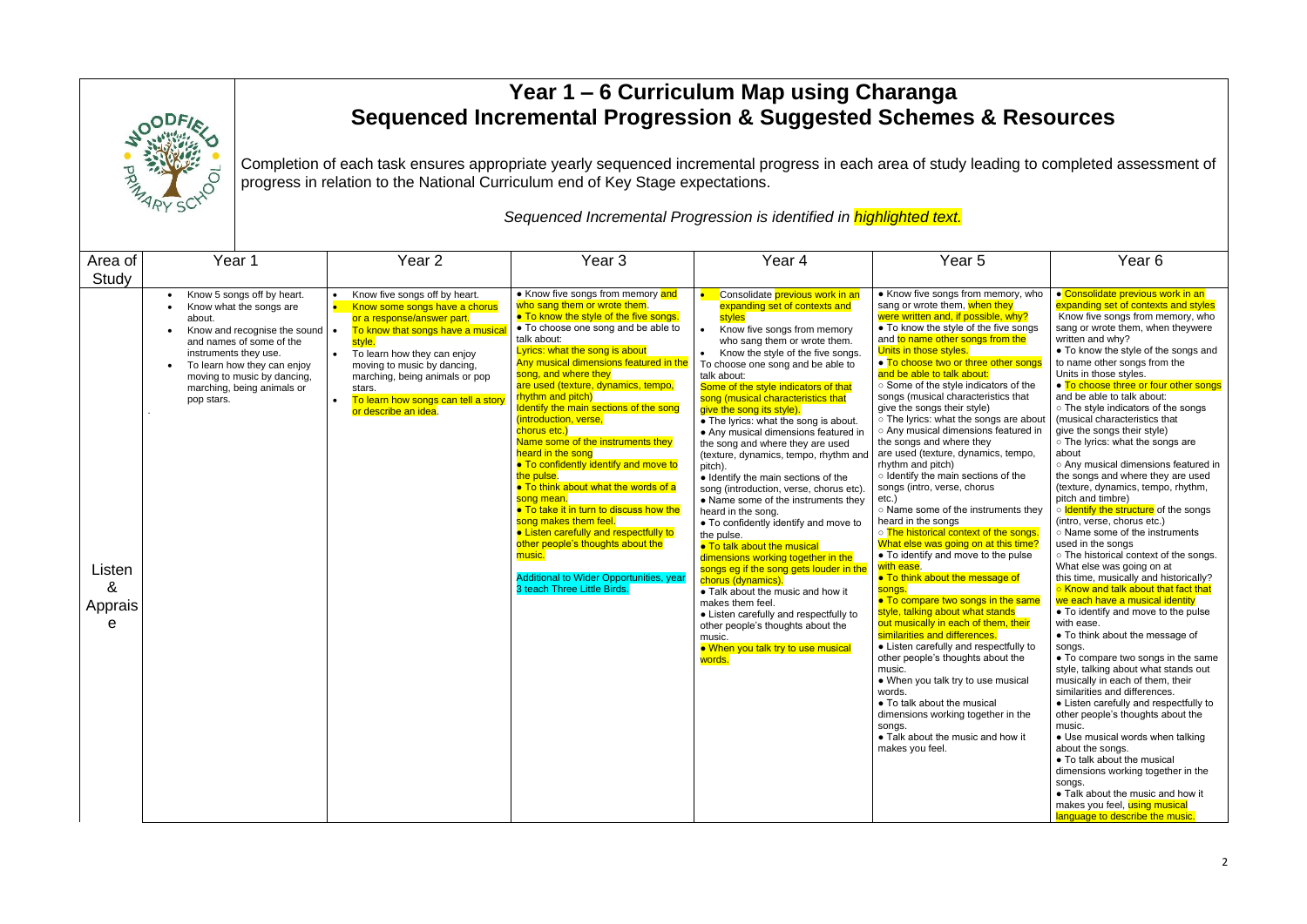# Year 1 – 6 Curriculum Map using Charanga
# Sequenced Incremental Progression & Suggested Schemes & Resources

Completion of each task ensures appropriate yearly sequenced incremental progress in each area of study leading to completed assessment of progress in relation to the National Curriculum end of Key Stage expectations.

*Sequenced Incremental Progression is identified in **highlighted text.***

| Area of Study | Year 1 | Year 2 | Year 3 | Year 4 | Year 5 | Year 6 |
|---|---|---|---|---|---|---|
| Listen & Appraise | • Know 5 songs off by heart.<br>• Know what the songs are about.<br>• Know and recognise the sound and names of some of the instruments they use.<br>• To learn how they can enjoy moving to music by dancing, marching, being animals or pop stars. | • Know five songs off by heart.<br>• Know some songs have a chorus or a response/answer part.<br>• To know that songs have a musical style.<br>• To learn how they can enjoy moving to music by dancing, marching, being animals or pop stars.<br>• To learn how songs can tell a story or describe an idea. | • Know five songs from memory and who sang them or wrote them.<br>• To know the style of the five songs.<br>• To choose one song and be able to talk about:<br>Lyrics: what the song is about<br>Any musical dimensions featured in the song, and where they are used (texture, dynamics, tempo, rhythm and pitch)<br>Identify the main sections of the song (introduction, verse, chorus etc.)<br>Name some of the instruments they heard in the song<br>• To confidently identify and move to the pulse.<br>• To think about what the words of a song mean.<br>• To take it in turn to discuss how the song makes them feel.<br>• Listen carefully and respectfully to other people's thoughts about the music.<br>Additional to Wider Opportunities, year 3 teach Three Little Birds. | • Consolidate previous work in an expanding set of contexts and styles<br>• Know five songs from memory who sang them or wrote them.<br>• Know the style of the five songs.<br>To choose one song and be able to talk about:<br>Some of the style indicators of that song (musical characteristics that give the song its style).<br>• The lyrics: what the song is about.<br>• Any musical dimensions featured in the song and where they are used (texture, dynamics, tempo, rhythm and pitch).<br>• Identify the main sections of the song (introduction, verse, chorus etc).<br>• Name some of the instruments they heard in the song.<br>• To confidently identify and move to the pulse.<br>• To talk about the musical dimensions working together in the songs eg if the song gets louder in the chorus (dynamics).<br>• Talk about the music and how it makes them feel.<br>• Listen carefully and respectfully to other people's thoughts about the music.<br>• When you talk try to use musical words. | • Know five songs from memory, who sang or wrote them, when they were written and, if possible, why?<br>• To know the style of the five songs and to name other songs from the Units in those styles.<br>• To choose two or three other songs and be able to talk about:<br>○ Some of the style indicators of the songs (musical characteristics that give the songs their style)<br>○ The lyrics: what the songs are about<br>○ Any musical dimensions featured in the songs and where they are used (texture, dynamics, tempo, rhythm and pitch)<br>○ Identify the main sections of the songs (intro, verse, chorus etc.)<br>○ Name some of the instruments they heard in the songs<br>○ The historical context of the songs. What else was going on at this time?<br>• To identify and move to the pulse with ease.<br>• To think about the message of songs.<br>• To compare two songs in the same style, talking about what stands out musically in each of them, their similarities and differences.<br>• Listen carefully and respectfully to other people's thoughts about the music.<br>• When you talk try to use musical words.<br>• To talk about the musical dimensions working together in the songs.<br>• Talk about the music and how it makes you feel. | • Consolidate previous work in an expanding set of contexts and styles<br>Know five songs from memory, who sang or wrote them, when theywere written and why?<br>• To know the style of the songs and to name other songs from the Units in those styles.<br>• To choose three or four other songs and be able to talk about:<br>○ The style indicators of the songs (musical characteristics that give the songs their style)<br>○ The lyrics: what the songs are about<br>○ Any musical dimensions featured in the songs and where they are used (texture, dynamics, tempo, rhythm, pitch and timbre)<br>○ Identify the structure of the songs (intro, verse, chorus etc.)<br>○ Name some of the instruments used in the songs<br>○ The historical context of the songs. What else was going on at this time, musically and historically?<br>○ Know and talk about that fact that we each have a musical identity<br>• To identify and move to the pulse with ease.<br>• To think about the message of songs.<br>• To compare two songs in the same style, talking about what stands out musically in each of them, their similarities and differences.<br>• Listen carefully and respectfully to other people's thoughts about the music.<br>• Use musical words when talking about the songs.<br>• To talk about the musical dimensions working together in the songs.<br>• Talk about the music and how it makes you feel, using musical language to describe the music. |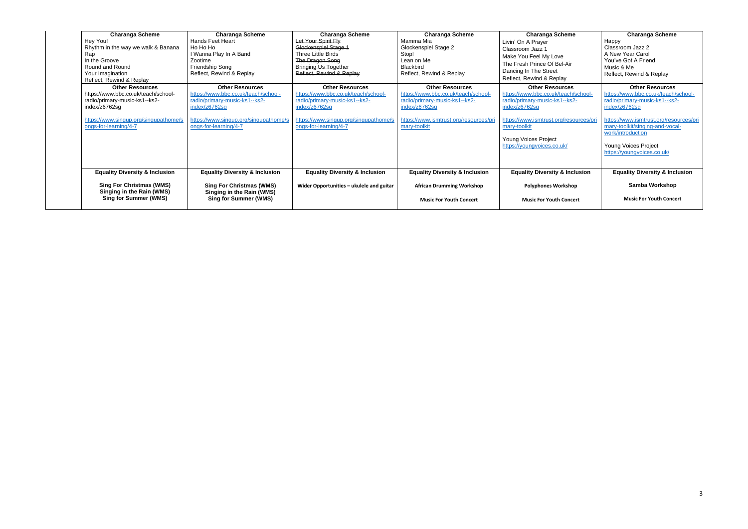| Charanga Scheme | Charanga Scheme | Charanga Scheme | Charanga Scheme | Charanga Scheme | Charanga Scheme |
|---|---|---|---|---|---|
| Hey You!<br>Rhythm in the way we walk & Banana Rap<br>In the Groove<br>Round and Round<br>Your Imagination<br>Reflect, Rewind & Replay | Hands Feet Heart<br>Ho Ho Ho<br>I Wanna Play In A Band<br>Zootime<br>Friendship Song<br>Reflect, Rewind & Replay | ~~Let Your Spirit Fly~~<br>~~Glockenspiel Stage 1~~<br>Three Little Birds<br>~~The Dragon Song~~<br>~~Bringing Us Together~~<br>~~Reflect, Rewind & Replay~~ | Mamma Mia<br>Glockenspiel Stage 2<br>Stop!<br>Lean on Me<br>Blackbird<br>Reflect, Rewind & Replay | Livin' On A Prayer<br>Classroom Jazz 1<br>Make You Feel My Love<br>The Fresh Prince Of Bel-Air<br>Dancing In The Street<br>Reflect, Rewind & Replay | Happy<br>Classroom Jazz 2<br>A New Year Carol<br>You've Got A Friend<br>Music & Me<br>Reflect, Rewind & Replay |
| **Other Resources** | **Other Resources** | **Other Resources** | **Other Resources** | **Other Resources** | **Other Resources** |
| https://www.bbc.co.uk/teach/school-radio/primary-music-ks1--ks2-index/z6762sg<br><br>https://www.singup.org/singupathome/songs-for-learning/4-7 | https://www.bbc.co.uk/teach/school-radio/primary-music-ks1--ks2-index/z6762sg<br><br>https://www.singup.org/singupathome/songs-for-learning/4-7 | https://www.bbc.co.uk/teach/school-radio/primary-music-ks1--ks2-index/z6762sg<br><br>https://www.singup.org/singupathome/songs-for-learning/4-7 | https://www.bbc.co.uk/teach/school-radio/primary-music-ks1--ks2-index/z6762sg<br><br>https://www.ismtrust.org/resources/primary-toolkit | https://www.bbc.co.uk/teach/school-radio/primary-music-ks1--ks2-index/z6762sg<br><br>https://www.ismtrust.org/resources/primary-toolkit<br><br>Young Voices Project<br>https://youngvoices.co.uk/ | https://www.bbc.co.uk/teach/school-radio/primary-music-ks1--ks2-index/z6762sg<br><br>https://www.ismtrust.org/resources/primary-toolkit/singing-and-vocal-work/introduction<br><br>Young Voices Project<br>https://youngvoices.co.uk/ |
| **Equality Diversity & Inclusion** | **Equality Diversity & Inclusion** | **Equality Diversity & Inclusion** | **Equality Diversity & Inclusion** | **Equality Diversity & Inclusion** | **Equality Diversity & Inclusion** |
| **Sing For Christmas (WMS)**<br>**Singing in the Rain (WMS)**<br>**Sing for Summer (WMS)** | **Sing For Christmas (WMS)**<br>**Singing in the Rain (WMS)**<br>**Sing for Summer (WMS)** | **Wider Opportunities – ukulele and guitar** | **African Drumming Workshop**<br><br>**Music For Youth Concert** | **Polyphones Workshop**<br><br>**Music For Youth Concert** | **Samba Workshop**<br><br>**Music For Youth Concert** |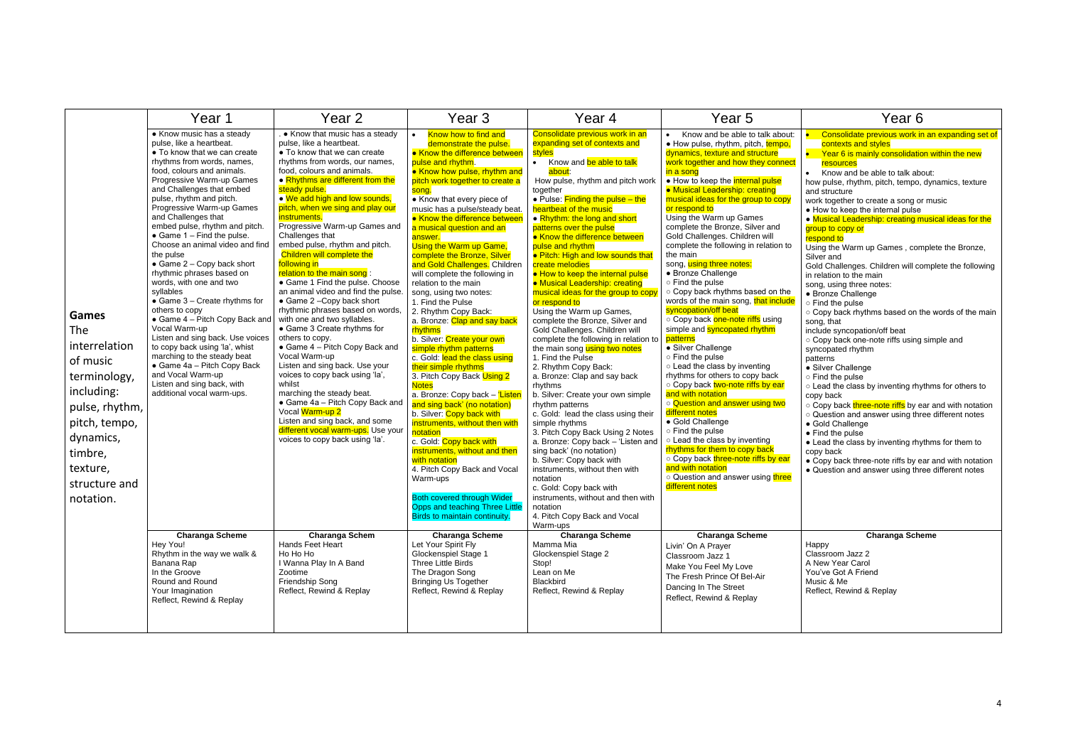| | Year 1 | Year 2 | Year 3 | Year 4 | Year 5 | Year 6 |
|---|---|---|---|---|---|---|
| **Games**<br>The interrelation of music terminology, including: pulse, rhythm, pitch, tempo, dynamics, timbre, texture, structure and notation. | • Know music has a steady pulse, like a heartbeat.<br>• To know that we can create rhythms from words, names, food, colours and animals.<br>Progressive Warm-up Games and Challenges that embed pulse, rhythm and pitch.<br>Progressive Warm-up Games and Challenges that embed pulse, rhythm and pitch.<br>• Game 1 – Find the pulse. Choose an animal video and find the pulse<br>• Game 2 – Copy back short rhythmic phrases based on words, with one and two syllables<br>• Game 3 – Create rhythms for others to copy<br>• Game 4 – Pitch Copy Back and Vocal Warm-up<br>Listen and sing back. Use voices to copy back using 'la', whist marching to the steady beat<br>• Game 4a – Pitch Copy Back and Vocal Warm-up<br>Listen and sing back, with additional vocal warm-ups. | . • Know that music has a steady pulse, like a heartbeat.<br>• To know that we can create rhythms from words, our names, food, colours and animals.<br>• Rhythms are different from the steady pulse.<br>• We add high and low sounds, pitch, when we sing and play our instruments.<br>Progressive Warm-up Games and Challenges that embed pulse, rhythm and pitch.<br>Children will complete the following in relation to the main song :<br>• Game 1 Find the pulse. Choose an animal video and find the pulse.<br>• Game 2 –Copy back short rhythmic phrases based on words, with one and two syllables.<br>• Game 3 Create rhythms for others to copy.<br>• Game 4 – Pitch Copy Back and Vocal Warm-up<br>Listen and sing back. Use your voices to copy back using 'la', whilst marching the steady beat.<br>• Game 4a – Pitch Copy Back and Vocal Warm-up 2<br>Listen and sing back, and some different vocal warm-ups. Use your voices to copy back using 'la'. | • Know how to find and demonstrate the pulse.<br>• Know the difference between pulse and rhythm.<br>• Know how pulse, rhythm and pitch work together to create a song.<br>• Know that every piece of music has a pulse/steady beat.<br>• Know the difference between a musical question and an answer.<br>Using the Warm up Game, complete the Bronze, Silver and Gold Challenges. Children will complete the following in relation to the main song, using two notes:<br>1. Find the Pulse<br>2. Rhythm Copy Back:<br>a. Bronze: Clap and say back rhythms<br>b. Silver: Create your own simple rhythm patterns<br>c. Gold: lead the class using their simple rhythms<br>3. Pitch Copy Back Using 2 Notes<br>a. Bronze: Copy back – 'Listen and sing back' (no notation)<br>b. Silver: Copy back with instruments, without then with notation<br>c. Gold: Copy back with instruments, without and then with notation<br>4. Pitch Copy Back and Vocal Warm-ups<br><br>Both covered through Wider Opps and teaching Three Little Birds to maintain continuity. | Consolidate previous work in an expanding set of contexts and styles<br>• Know and be able to talk about:<br>How pulse, rhythm and pitch work together<br>• Pulse: Finding the pulse – the heartbeat of the music<br>• Rhythm: the long and short patterns over the pulse<br>• Know the difference between pulse and rhythm<br>• Pitch: High and low sounds that create melodies<br>• How to keep the internal pulse<br>• Musical Leadership: creating musical ideas for the group to copy or respond to<br>Using the Warm up Games, complete the Bronze, Silver and Gold Challenges. Children will complete the following in relation to the main song using two notes<br>1. Find the Pulse<br>2. Rhythm Copy Back:<br>a. Bronze: Clap and say back rhythms<br>b. Silver: Create your own simple rhythm patterns<br>c. Gold: lead the class using their simple rhythms<br>3. Pitch Copy Back Using 2 Notes<br>a. Bronze: Copy back – 'Listen and sing back' (no notation)<br>b. Silver: Copy back with instruments, without then with notation<br>c. Gold: Copy back with instruments, without and then with notation<br>4. Pitch Copy Back and Vocal Warm-ups | • Know and be able to talk about:<br>• How pulse, rhythm, pitch, tempo, dynamics, texture and structure work together and how they connect in a song<br>• How to keep the internal pulse<br>• Musical Leadership: creating musical ideas for the group to copy or respond to<br>Using the Warm up Games complete the Bronze, Silver and Gold Challenges. Children will complete the following in relation to the main song, using three notes:<br>• Bronze Challenge<br>○ Find the pulse<br>○ Copy back rhythms based on the words of the main song, that include syncopation/off beat<br>○ Copy back one-note riffs using simple and syncopated rhythm patterns<br>• Silver Challenge<br>○ Find the pulse<br>○ Lead the class by inventing rhythms for others to copy back<br>○ Copy back two-note riffs by ear and with notation<br>○ Question and answer using two different notes<br>• Gold Challenge<br>○ Find the pulse<br>○ Lead the class by inventing rhythms for them to copy back<br>○ Copy back three-note riffs by ear and with notation<br>○ Question and answer using three different notes | • Consolidate previous work in an expanding set of contexts and styles<br>• Year 6 is mainly consolidation within the new resources<br>• Know and be able to talk about:<br>how pulse, rhythm, pitch, tempo, dynamics, texture and structure<br>work together to create a song or music<br>• How to keep the internal pulse<br>• Musical Leadership: creating musical ideas for the group to copy or respond to<br>Using the Warm up Games , complete the Bronze, Silver and Gold Challenges. Children will complete the following in relation to the main song, using three notes:<br>• Bronze Challenge<br>○ Find the pulse<br>○ Copy back rhythms based on the words of the main song, that include syncopation/off beat<br>○ Copy back one-note riffs using simple and syncopated rhythm patterns<br>• Silver Challenge<br>○ Find the pulse<br>○ Lead the class by inventing rhythms for others to copy back<br>○ Copy back three-note riffs by ear and with notation<br>○ Question and answer using three different notes<br>• Gold Challenge<br>• Find the pulse<br>• Lead the class by inventing rhythms for them to copy back<br>• Copy back three-note riffs by ear and with notation<br>• Question and answer using three different notes |
| | **Charanga Scheme**<br>Hey You!<br>Rhythm in the way we walk & Banana Rap<br>In the Groove<br>Round and Round<br>Your Imagination<br>Reflect, Rewind & Replay | **Charanga Schem**<br>Hands Feet Heart<br>Ho Ho Ho<br>I Wanna Play In A Band<br>Zootime<br>Friendship Song<br>Reflect, Rewind & Replay | **Charanga Scheme**<br>Let Your Spirit Fly<br>Glockenspiel Stage 1<br>Three Little Birds<br>The Dragon Song<br>Bringing Us Together<br>Reflect, Rewind & Replay | **Charanga Scheme**<br>Mamma Mia<br>Glockenspiel Stage 2<br>Stop!<br>Lean on Me<br>Blackbird<br>Reflect, Rewind & Replay | **Charanga Scheme**<br>Livin' On A Prayer<br>Classroom Jazz 1<br>Make You Feel My Love<br>The Fresh Prince Of Bel-Air<br>Dancing In The Street<br>Reflect, Rewind & Replay | **Charanga Scheme**<br>Happy<br>Classroom Jazz 2<br>A New Year Carol<br>You've Got A Friend<br>Music & Me<br>Reflect, Rewind & Replay |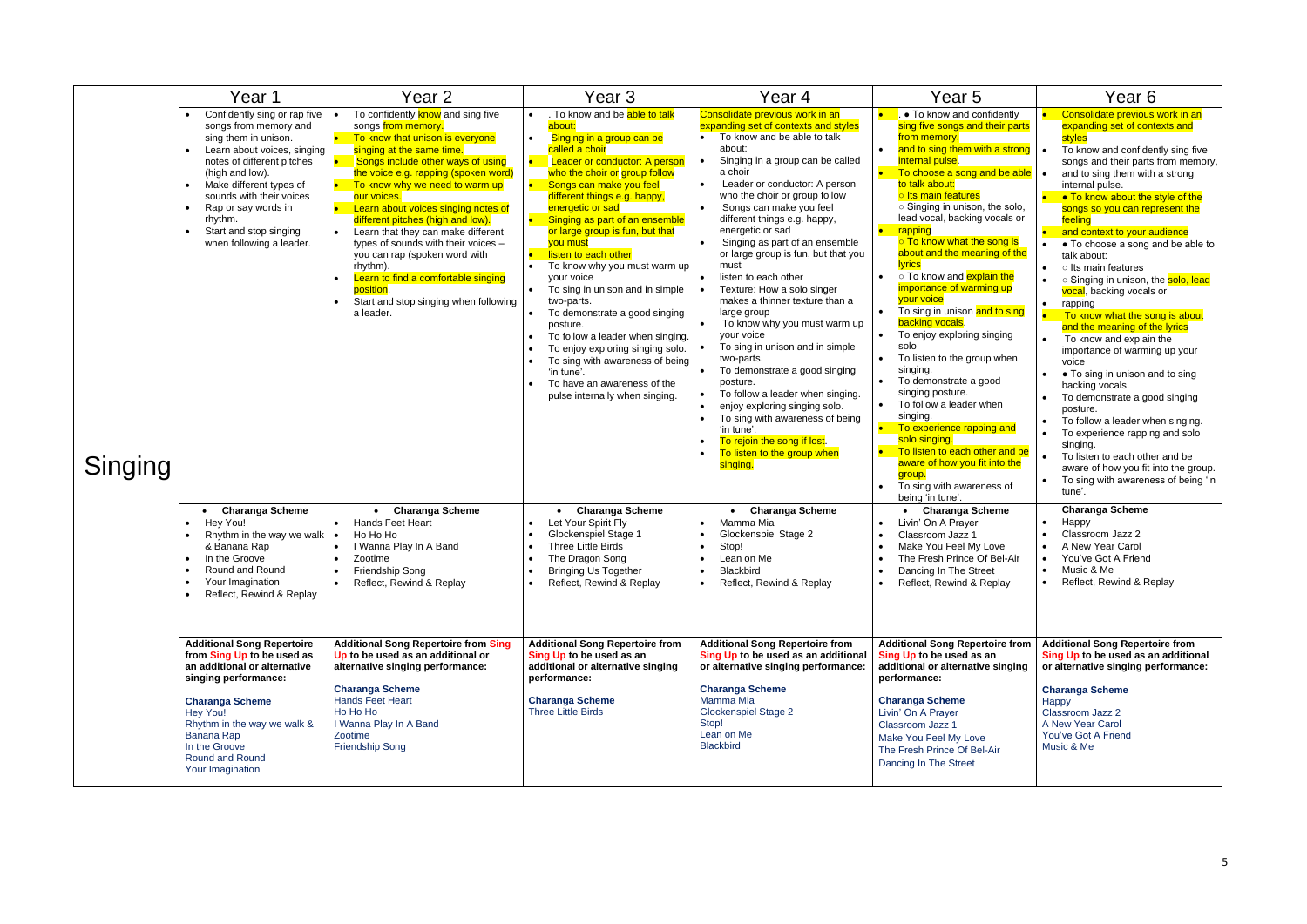| | Year 1 | Year 2 | Year 3 | Year 4 | Year 5 | Year 6 |
|---|---|---|---|---|---|---|
| Singing | • Confidently sing or rap five songs from memory and sing them in unison.<br>• Learn about voices, singing notes of different pitches (high and low).<br>• Make different types of sounds with their voices<br>• Rap or say words in rhythm.<br>• Start and stop singing when following a leader. | • To confidently know and sing five songs from memory.<br>• To know that unison is everyone singing at the same time.<br>• Songs include other ways of using the voice e.g. rapping (spoken word)<br>• To know why we need to warm up our voices.<br>• Learn about voices singing notes of different pitches (high and low).<br>• Learn that they can make different types of sounds with their voices – you can rap (spoken word with rhythm).<br>• Learn to find a comfortable singing position.<br>• Start and stop singing when following a leader. | • . To know and be able to talk about:<br>• Singing in a group can be called a choir<br>• Leader or conductor: A person who the choir or group follow<br>• Songs can make you feel different things e.g. happy, energetic or sad<br>• Singing as part of an ensemble or large group is fun, but that you must<br>• listen to each other<br>• To know why you must warm up your voice<br>• To sing in unison and in simple two-parts.<br>• To demonstrate a good singing posture.<br>• To follow a leader when singing.<br>• To enjoy exploring singing solo.<br>• To sing with awareness of being 'in tune'.<br>• To have an awareness of the pulse internally when singing. | Consolidate previous work in an expanding set of contexts and styles<br>• To know and be able to talk about:<br>• Singing in a group can be called a choir<br>• Leader or conductor: A person who the choir or group follow<br>• Songs can make you feel different things e.g. happy, energetic or sad<br>• Singing as part of an ensemble or large group is fun, but that you must<br>• listen to each other<br>• Texture: How a solo singer makes a thinner texture than a large group<br>• To know why you must warm up your voice<br>• To sing in unison and in simple two-parts.<br>• To demonstrate a good singing posture.<br>• To follow a leader when singing.<br>• enjoy exploring singing solo.<br>• To sing with awareness of being 'in tune'.<br>• To rejoin the song if lost.<br>• To listen to the group when singing. | • . • To know and confidently sing five songs and their parts from memory,<br>• and to sing them with a strong internal pulse.<br>• To choose a song and be able to talk about:<br>○ Its main features<br>○ Singing in unison, the solo, lead vocal, backing vocals or<br>• rapping<br>○ To know what the song is about and the meaning of the lyrics<br>• ○ To know and explain the importance of warming up your voice<br>• To sing in unison and to sing backing vocals.<br>• To enjoy exploring singing solo<br>• To listen to the group when singing.<br>• To demonstrate a good singing posture.<br>• To follow a leader when singing.<br>• To experience rapping and solo singing.<br>• To listen to each other and be aware of how you fit into the group.<br>• To sing with awareness of being 'in tune'. | • Consolidate previous work in an expanding set of contexts and styles<br>• To know and confidently sing five songs and their parts from memory,<br>• and to sing them with a strong internal pulse.<br>• • To know about the style of the songs so you can represent the feeling<br>• and context to your audience<br>• • To choose a song and be able to talk about:<br>• ○ Its main features<br>• ○ Singing in unison, the solo, lead vocal, backing vocals or<br>• rapping<br>• To know what the song is about and the meaning of the lyrics<br>• To know and explain the importance of warming up your voice<br>• • To sing in unison and to sing backing vocals.<br>• To demonstrate a good singing posture.<br>• To follow a leader when singing.<br>• To experience rapping and solo singing.<br>• To listen to each other and be aware of how you fit into the group.<br>• To sing with awareness of being 'in tune'. |
| | **Charanga Scheme**<br>• Hey You!<br>• Rhythm in the way we walk & Banana Rap<br>• In the Groove<br>• Round and Round<br>• Your Imagination<br>• Reflect, Rewind & Replay | **Charanga Scheme**<br>• Hands Feet Heart<br>• Ho Ho Ho<br>• I Wanna Play In A Band<br>• Zootime<br>• Friendship Song<br>• Reflect, Rewind & Replay | **Charanga Scheme**<br>• Let Your Spirit Fly<br>• Glockenspiel Stage 1<br>• Three Little Birds<br>• The Dragon Song<br>• Bringing Us Together<br>• Reflect, Rewind & Replay | **Charanga Scheme**<br>• Mamma Mia<br>• Glockenspiel Stage 2<br>• Stop!<br>• Lean on Me<br>• Blackbird<br>• Reflect, Rewind & Replay | **Charanga Scheme**<br>• Livin' On A Prayer<br>• Classroom Jazz 1<br>• Make You Feel My Love<br>• The Fresh Prince Of Bel-Air<br>• Dancing In The Street<br>• Reflect, Rewind & Replay | **Charanga Scheme**<br>• Happy<br>• Classroom Jazz 2<br>• A New Year Carol<br>• You've Got A Friend<br>• Music & Me<br>• Reflect, Rewind & Replay |
| | **Additional Song Repertoire from Sing Up to be used as an additional or alternative singing performance:**<br><br>**Charanga Scheme**<br>Hey You!<br>Rhythm in the way we walk & Banana Rap<br>In the Groove<br>Round and Round<br>Your Imagination | **Additional Song Repertoire from Sing Up to be used as an additional or alternative singing performance:**<br><br>**Charanga Scheme**<br>Hands Feet Heart<br>Ho Ho Ho<br>I Wanna Play In A Band<br>Zootime<br>Friendship Song | **Additional Song Repertoire from Sing Up to be used as an additional or alternative singing performance:**<br><br>**Charanga Scheme**<br>Three Little Birds | **Additional Song Repertoire from Sing Up to be used as an additional or alternative singing performance:**<br><br>**Charanga Scheme**<br>Mamma Mia<br>Glockenspiel Stage 2<br>Stop!<br>Lean on Me<br>Blackbird | **Additional Song Repertoire from Sing Up to be used as an additional or alternative singing performance:**<br><br>**Charanga Scheme**<br>Livin' On A Prayer<br>Classroom Jazz 1<br>Make You Feel My Love<br>The Fresh Prince Of Bel-Air<br>Dancing In The Street | **Additional Song Repertoire from Sing Up to be used as an additional or alternative singing performance:**<br><br>**Charanga Scheme**<br>Happy<br>Classroom Jazz 2<br>A New Year Carol<br>You've Got A Friend<br>Music & Me |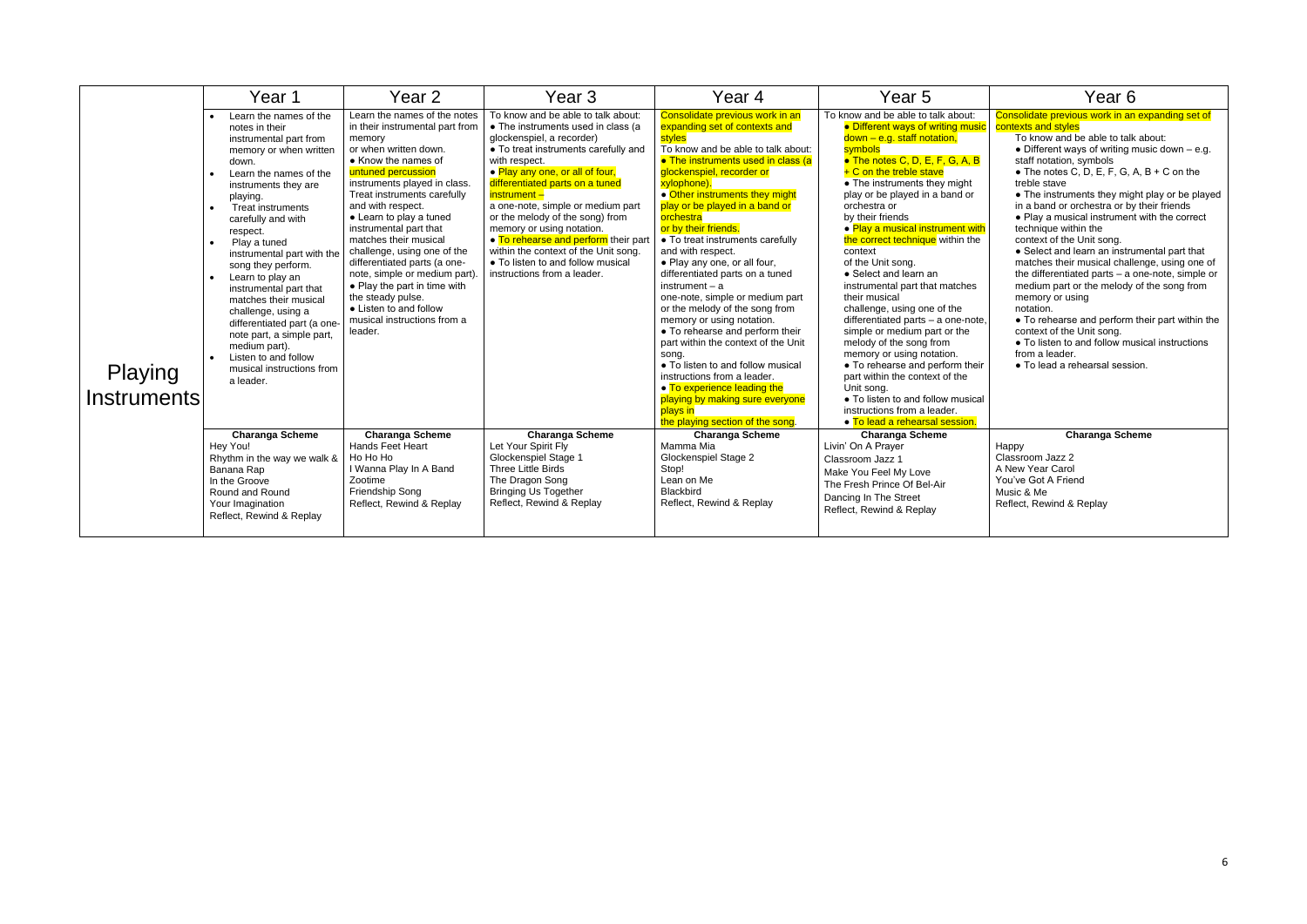| | Year 1 | Year 2 | Year 3 | Year 4 | Year 5 | Year 6 |
|---|---|---|---|---|---|---|
| Playing Instruments | • Learn the names of the notes in their instrumental part from memory or when written down.<br>• Learn the names of the instruments they are playing.<br>• Treat instruments carefully and with respect.<br>• Play a tuned instrumental part with the song they perform.<br>• Learn to play an instrumental part that matches their musical challenge, using a differentiated part (a one-note part, a simple part, medium part).<br>• Listen to and follow musical instructions from a leader. | Learn the names of the notes in their instrumental part from memory or when written down.<br>• Know the names of untuned percussion instruments played in class.<br>Treat instruments carefully and with respect.<br>• Learn to play a tuned instrumental part that matches their musical challenge, using one of the differentiated parts (a one-note, simple or medium part).<br>• Play the part in time with the steady pulse.<br>• Listen to and follow musical instructions from a leader. | To know and be able to talk about:<br>• The instruments used in class (a glockenspiel, a recorder)<br>• To treat instruments carefully and with respect.<br>• Play any one, or all of four, differentiated parts on a tuned instrument – a one-note, simple or medium part or the melody of the song) from memory or using notation.<br>• To rehearse and perform their part within the context of the Unit song.<br>• To listen to and follow musical instructions from a leader. | Consolidate previous work in an expanding set of contexts and styles<br>To know and be able to talk about:<br>• The instruments used in class (a glockenspiel, recorder or xylophone).<br>• Other instruments they might play or be played in a band or orchestra or by their friends.<br>• To treat instruments carefully and with respect.<br>• Play any one, or all four, differentiated parts on a tuned instrument – a one-note, simple or medium part or the melody of the song from memory or using notation.<br>• To rehearse and perform their part within the context of the Unit song.<br>• To listen to and follow musical instructions from a leader.<br>• To experience leading the playing by making sure everyone plays in the playing section of the song. | To know and be able to talk about:<br>• Different ways of writing music down – e.g. staff notation, symbols<br>• The notes C, D, E, F, G, A, B + C on the treble stave<br>• The instruments they might play or be played in a band or orchestra or by their friends<br>• Play a musical instrument with the correct technique within the context of the Unit song.<br>• Select and learn an instrumental part that matches their musical challenge, using one of the differentiated parts – a one-note, simple or medium part or the melody of the song from memory or using notation.<br>• To rehearse and perform their part within the context of the Unit song.<br>• To listen to and follow musical instructions from a leader.<br>• To lead a rehearsal session. | Consolidate previous work in an expanding set of contexts and styles<br>To know and be able to talk about:<br>• Different ways of writing music down – e.g. staff notation, symbols<br>• The notes C, D, E, F, G, A, B + C on the treble stave<br>• The instruments they might play or be played in a band or orchestra or by their friends<br>• Play a musical instrument with the correct technique within the context of the Unit song.<br>• Select and learn an instrumental part that matches their musical challenge, using one of the differentiated parts – a one-note, simple or medium part or the melody of the song from memory or using notation.<br>• To rehearse and perform their part within the context of the Unit song.<br>• To listen to and follow musical instructions from a leader.<br>• To lead a rehearsal session. |
| | **Charanga Scheme**<br>Hey You!<br>Rhythm in the way we walk & Banana Rap<br>In the Groove<br>Round and Round<br>Your Imagination<br>Reflect, Rewind & Replay | **Charanga Scheme**<br>Hands Feet Heart<br>Ho Ho Ho<br>I Wanna Play In A Band<br>Zootime<br>Friendship Song<br>Reflect, Rewind & Replay | **Charanga Scheme**<br>Let Your Spirit Fly<br>Glockenspiel Stage 1<br>Three Little Birds<br>The Dragon Song<br>Bringing Us Together<br>Reflect, Rewind & Replay | **Charanga Scheme**<br>Mamma Mia<br>Glockenspiel Stage 2<br>Stop!<br>Lean on Me<br>Blackbird<br>Reflect, Rewind & Replay | **Charanga Scheme**<br>Livin' On A Prayer<br>Classroom Jazz 1<br>Make You Feel My Love<br>The Fresh Prince Of Bel-Air<br>Dancing In The Street<br>Reflect, Rewind & Replay | **Charanga Scheme**<br>Happy<br>Classroom Jazz 2<br>A New Year Carol<br>You've Got A Friend<br>Music & Me<br>Reflect, Rewind & Replay |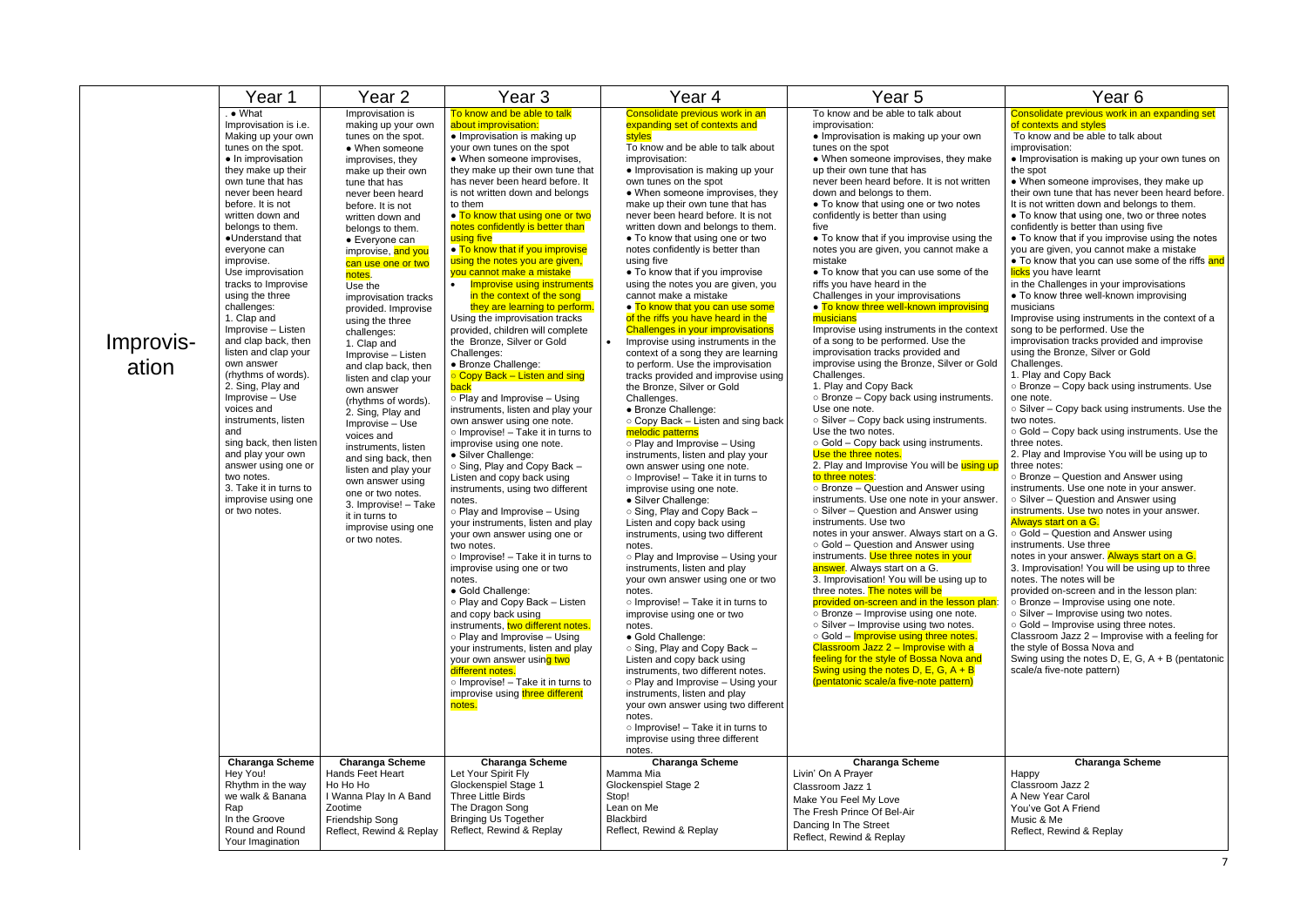| | Year 1 | Year 2 | Year 3 | Year 4 | Year 5 | Year 6 |
|---|---|---|---|---|---|---|
| Improvis-ation | . • What Improvisation is i.e. Making up your own tunes on the spot.<br>• In improvisation they make up their own tune that has never been heard before. It is not written down and belongs to them.<br>•Understand that everyone can improvise.<br>Use improvisation tracks to Improvise using the three challenges:<br>1. Clap and Improvise – Listen and clap back, then listen and clap your own answer (rhythms of words).<br>2. Sing, Play and Improvise – Use voices and instruments, listen and sing back, then listen and play your own answer using one or two notes.<br>3. Take it in turns to improvise using one or two notes. | Improvisation is making up your own tunes on the spot.<br>• When someone improvises, they make up their own tune that has never been heard before. It is not written down and belongs to them.<br>• Everyone can improvise, and you can use one or two notes.<br>Use the improvisation tracks provided. Improvise using the three challenges:<br>1. Clap and Improvise – Listen and clap back, then listen and clap your own answer (rhythms of words).<br>2. Sing, Play and Improvise – Use voices and instruments, listen and sing back, then listen and play your own answer using one or two notes.<br>3. Improvise! – Take it in turns to improvise using one or two notes. | To know and be able to talk about improvisation:<br>• Improvisation is making up your own tunes on the spot<br>• When someone improvises, they make up their own tune that has never been heard before. It is not written down and belongs to them<br>• To know that using one or two notes confidently is better than using five<br>• To know that if you improvise using the notes you are given, you cannot make a mistake<br>• Improvise using instruments in the context of the song they are learning to perform.<br>Using the improvisation tracks provided, children will complete the Bronze, Silver or Gold Challenges:<br>• Bronze Challenge:<br>○ Copy Back – Listen and sing back<br>○ Play and Improvise – Using instruments, listen and play your own answer using one note.<br>○ Improvise! – Take it in turns to improvise using one note.<br>• Silver Challenge:<br>○ Sing, Play and Copy Back – Listen and copy back using instruments, using two different notes.<br>○ Play and Improvise – Using your instruments, listen and play your own answer using one or two notes.<br>○ Improvise! – Take it in turns to improvise using one or two notes.<br>• Gold Challenge:<br>○ Play and Copy Back – Listen and copy back using instruments, two different notes.<br>○ Play and Improvise – Using your instruments, listen and play your own answer using two different notes.<br>○ Improvise! – Take it in turns to improvise using three different notes. | Consolidate previous work in an expanding set of contexts and styles<br>To know and be able to talk about improvisation:<br>• Improvisation is making up your own tunes on the spot<br>• When someone improvises, they make up their own tune that has never been heard before. It is not written down and belongs to them.<br>• To know that using one or two notes confidently is better than using five<br>• To know that if you improvise using the notes you are given, you cannot make a mistake<br>• To know that you can use some of the riffs you have heard in the Challenges in your improvisations<br>• Improvise using instruments in the context of a song they are learning to perform. Use the improvisation tracks provided and improvise using the Bronze, Silver or Gold Challenges.<br>• Bronze Challenge:<br>○ Copy Back – Listen and sing back melodic patterns<br>○ Play and Improvise – Using instruments, listen and play your own answer using one note.<br>○ Improvise! – Take it in turns to improvise using one note.<br>• Silver Challenge:<br>○ Sing, Play and Copy Back – Listen and copy back using instruments, using two different notes.<br>○ Play and Improvise – Using your instruments, listen and play your own answer using one or two notes.<br>○ Improvise! – Take it in turns to improvise using one or two notes.<br>• Gold Challenge:<br>○ Sing, Play and Copy Back – Listen and copy back using instruments, two different notes.<br>○ Play and Improvise – Using your instruments, listen and play your own answer using two different notes.<br>○ Improvise! – Take it in turns to improvise using three different notes. | To know and be able to talk about improvisation:<br>• Improvisation is making up your own tunes on the spot<br>• When someone improvises, they make up their own tune that has never been heard before. It is not written down and belongs to them.<br>• To know that using one or two notes confidently is better than using five<br>• To know that if you improvise using the notes you are given, you cannot make a mistake<br>• To know that you can use some of the riffs you have heard in the Challenges in your improvisations<br>• To know three well-known improvising musicians<br>Improvise using instruments in the context of a song to be performed. Use the improvisation tracks provided and improvise using the Bronze, Silver or Gold Challenges.<br>1. Play and Copy Back<br>○ Bronze – Copy back using instruments. Use one note.<br>○ Silver – Copy back using instruments. Use the two notes.<br>○ Gold – Copy back using instruments. Use the three notes.<br>2. Play and Improvise You will be using up to three notes:<br>○ Bronze – Question and Answer using instruments. Use one note in your answer.<br>○ Silver – Question and Answer using instruments. Use two notes in your answer. Always start on a G.<br>○ Gold – Question and Answer using instruments. Use three notes in your answer. Always start on a G.<br>3. Improvisation! You will be using up to three notes. The notes will be provided on-screen and in the lesson plan:<br>○ Bronze – Improvise using one note.<br>○ Silver – Improvise using two notes.<br>○ Gold – Improvise using three notes.<br>Classroom Jazz 2 – Improvise with a feeling for the style of Bossa Nova and Swing using the notes D, E, G, A + B (pentatonic scale/a five-note pattern) | Consolidate previous work in an expanding set of contexts and styles<br>To know and be able to talk about improvisation:<br>• Improvisation is making up your own tunes on the spot<br>• When someone improvises, they make up their own tune that has never been heard before. It is not written down and belongs to them.<br>• To know that using one, two or three notes confidently is better than using five<br>• To know that if you improvise using the notes you are given, you cannot make a mistake<br>• To know that you can use some of the riffs and licks you have learnt in the Challenges in your improvisations<br>• To know three well-known improvising musicians<br>Improvise using instruments in the context of a song to be performed. Use the improvisation tracks provided and improvise using the Bronze, Silver or Gold Challenges.<br>1. Play and Copy Back<br>○ Bronze – Copy back using instruments. Use one note.<br>○ Silver – Copy back using instruments. Use the two notes.<br>○ Gold – Copy back using instruments. Use the three notes.<br>2. Play and Improvise You will be using up to three notes:<br>○ Bronze – Question and Answer using instruments. Use one note in your answer.<br>○ Silver – Question and Answer using instruments. Use two notes in your answer. Always start on a G.<br>○ Gold – Question and Answer using instruments. Use three notes in your answer. Always start on a G.<br>3. Improvisation! You will be using up to three notes. The notes will be provided on-screen and in the lesson plan:<br>○ Bronze – Improvise using one note.<br>○ Silver – Improvise using two notes.<br>○ Gold – Improvise using three notes.<br>Classroom Jazz 2 – Improvise with a feeling for the style of Bossa Nova and Swing using the notes D, E, G, A + B (pentatonic scale/a five-note pattern) |
| | **Charanga Scheme**<br>Hey You!<br>Rhythm in the way we walk & Banana Rap<br>In the Groove<br>Round and Round<br>Your Imagination | **Charanga Scheme**<br>Hands Feet Heart<br>Ho Ho Ho<br>I Wanna Play In A Band<br>Zootime<br>Friendship Song<br>Reflect, Rewind & Replay | **Charanga Scheme**<br>Let Your Spirit Fly<br>Glockenspiel Stage 1<br>Three Little Birds<br>The Dragon Song<br>Bringing Us Together<br>Reflect, Rewind & Replay | **Charanga Scheme**<br>Mamma Mia<br>Glockenspiel Stage 2<br>Stop!<br>Lean on Me<br>Blackbird<br>Reflect, Rewind & Replay | **Charanga Scheme**<br>Livin' On A Prayer<br>Classroom Jazz 1<br>Make You Feel My Love<br>The Fresh Prince Of Bel-Air<br>Dancing In The Street<br>Reflect, Rewind & Replay | **Charanga Scheme**<br>Happy<br>Classroom Jazz 2<br>A New Year Carol<br>You've Got A Friend<br>Music & Me<br>Reflect, Rewind & Replay |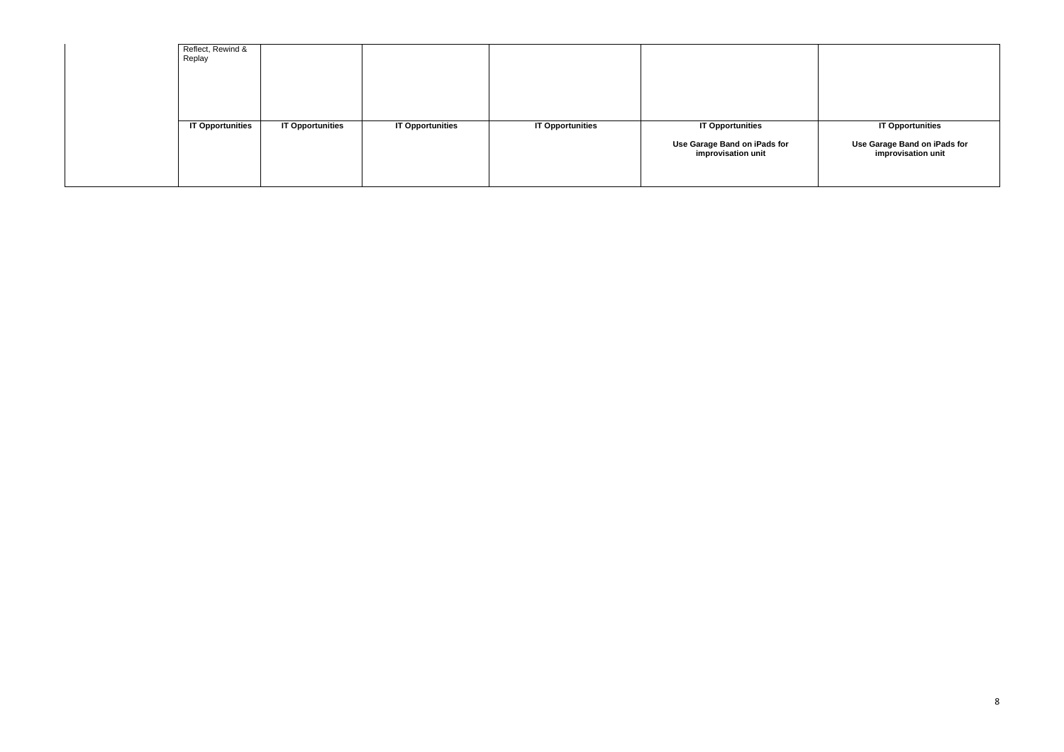| | | | | | | |
|---|---|---|---|---|---|---|
| | Reflect, Rewind & Replay | | | | | |
| | **IT Opportunities** | **IT Opportunities** | **IT Opportunities** | **IT Opportunities** | **IT Opportunities**<br><br>**Use Garage Band on iPads for improvisation unit** | **IT Opportunities**<br><br>**Use Garage Band on iPads for improvisation unit** |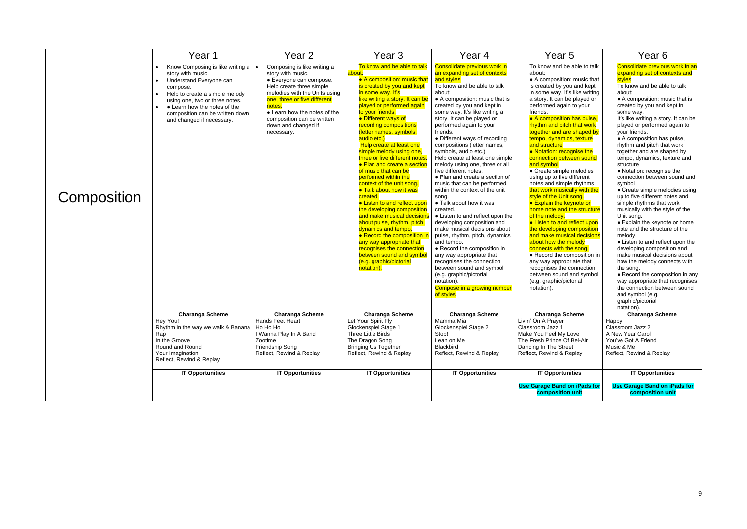| | Year 1 | Year 2 | Year 3 | Year 4 | Year 5 | Year 6 |
|---|---|---|---|---|---|---|
| Composition | • Know Composing is like writing a story with music.<br>• Understand Everyone can compose.<br>• Help to create a simple melody using one, two or three notes.<br>• • Learn how the notes of the composition can be written down and changed if necessary. | • Composing is like writing a story with music.<br>• Everyone can compose.<br>Help create three simple melodies with the Units using one, three or five different notes.<br>• Learn how the notes of the composition can be written down and changed if necessary. | To know and be able to talk about:<br>• A composition: music that is created by you and kept in some way. It's like writing a story. It can be played or performed again to your friends.<br>• Different ways of recording compositions (letter names, symbols, audio etc.)<br>Help create at least one simple melody using one, three or five different notes.<br>• Plan and create a section of music that can be performed within the context of the unit song.<br>• Talk about how it was created.<br>• Listen to and reflect upon the developing composition and make musical decisions about pulse, rhythm, pitch, dynamics and tempo.<br>• Record the composition in any way appropriate that recognises the connection between sound and symbol (e.g. graphic/pictorial notation). | Consolidate previous work in an expanding set of contexts and styles<br>To know and be able to talk about:<br>• A composition: music that is created by you and kept in some way. It's like writing a story. It can be played or performed again to your friends.<br>• Different ways of recording compositions (letter names, symbols, audio etc.)<br>Help create at least one simple melody using one, three or all five different notes.<br>• Plan and create a section of music that can be performed within the context of the unit song.<br>• Talk about how it was created.<br>• Listen to and reflect upon the developing composition and make musical decisions about pulse, rhythm, pitch, dynamics and tempo.<br>• Record the composition in any way appropriate that recognises the connection between sound and symbol (e.g. graphic/pictorial notation).<br>Compose in a growing number of styles | To know and be able to talk about:<br>• A composition: music that is created by you and kept in some way. It's like writing a story. It can be played or performed again to your friends.<br>• A composition has pulse, rhythm and pitch that work together and are shaped by tempo, dynamics, texture and structure<br>• Notation: recognise the connection between sound and symbol<br>• Create simple melodies using up to five different notes and simple rhythms that work musically with the style of the Unit song.<br>• Explain the keynote or home note and the structure of the melody.<br>• Listen to and reflect upon the developing composition and make musical decisions about how the melody connects with the song.<br>• Record the composition in any way appropriate that recognises the connection between sound and symbol (e.g. graphic/pictorial notation). | Consolidate previous work in an expanding set of contexts and styles<br>To know and be able to talk about:<br>• A composition: music that is created by you and kept in some way.<br>It's like writing a story. It can be played or performed again to your friends.<br>• A composition has pulse, rhythm and pitch that work together and are shaped by tempo, dynamics, texture and structure<br>• Notation: recognise the connection between sound and symbol<br>• Create simple melodies using up to five different notes and simple rhythms that work musically with the style of the Unit song.<br>• Explain the keynote or home note and the structure of the melody.<br>• Listen to and reflect upon the developing composition and make musical decisions about how the melody connects with the song.<br>• Record the composition in any way appropriate that recognises the connection between sound and symbol (e.g. graphic/pictorial notation). |
| | **Charanga Scheme**<br>Hey You!<br>Rhythm in the way we walk & Banana Rap<br>In the Groove<br>Round and Round<br>Your Imagination<br>Reflect, Rewind & Replay | **Charanga Scheme**<br>Hands Feet Heart<br>Ho Ho Ho<br>I Wanna Play In A Band<br>Zootime<br>Friendship Song<br>Reflect, Rewind & Replay | **Charanga Scheme**<br>Let Your Spirit Fly<br>Glockenspiel Stage 1<br>Three Little Birds<br>The Dragon Song<br>Bringing Us Together<br>Reflect, Rewind & Replay | **Charanga Scheme**<br>Mamma Mia<br>Glockenspiel Stage 2<br>Stop!<br>Lean on Me<br>Blackbird<br>Reflect, Rewind & Replay | **Charanga Scheme**<br>Livin' On A Prayer<br>Classroom Jazz 1<br>Make You Feel My Love<br>The Fresh Prince Of Bel-Air<br>Dancing In The Street<br>Reflect, Rewind & Replay | **Charanga Scheme**<br>Happy<br>Classroom Jazz 2<br>A New Year Carol<br>You've Got A Friend<br>Music & Me<br>Reflect, Rewind & Replay |
| | **IT Opportunities** | **IT Opportunities** | **IT Opportunities** | **IT Opportunities** | **IT Opportunities**<br>**Use Garage Band on iPads for composition unit** | **IT Opportunities**<br>**Use Garage Band on iPads for composition unit** |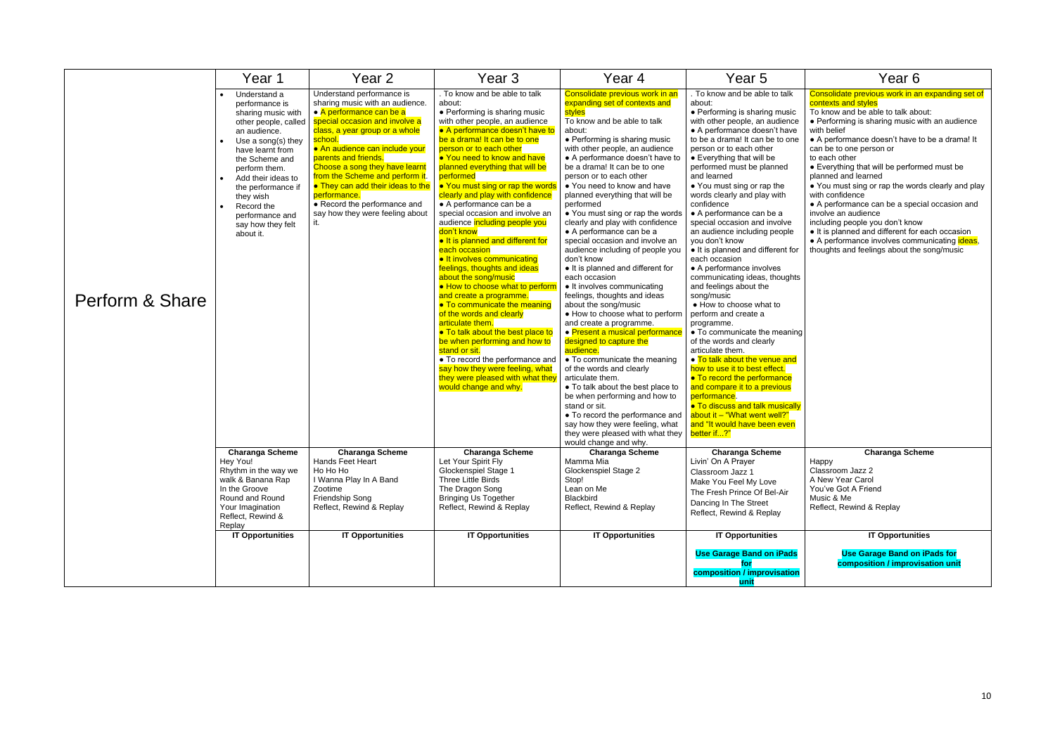| | Year 1 | Year 2 | Year 3 | Year 4 | Year 5 | Year 6 |
|---|---|---|---|---|---|---|
| Perform & Share | • Understand a performance is sharing music with other people, called an audience.<br>• Use a song(s) they have learnt from the Scheme and perform them.<br>• Add their ideas to the performance if they wish<br>• Record the performance and say how they felt about it. | Understand performance is sharing music with an audience.<br>• A performance can be a special occasion and involve a class, a year group or a whole school.<br>• An audience can include your parents and friends.<br>Choose a song they have learnt from the Scheme and perform it.<br>• They can add their ideas to the performance.<br>• Record the performance and say how they were feeling about it. | . To know and be able to talk about:<br>• Performing is sharing music with other people, an audience<br>• A performance doesn't have to be a drama! It can be to one person or to each other<br>• You need to know and have planned everything that will be performed<br>• You must sing or rap the words clearly and play with confidence<br>• A performance can be a special occasion and involve an audience including people you don't know<br>• It is planned and different for each occasion<br>• It involves communicating feelings, thoughts and ideas about the song/music<br>• How to choose what to perform and create a programme.<br>• To communicate the meaning of the words and clearly articulate them.<br>• To talk about the best place to be when performing and how to stand or sit.<br>• To record the performance and say how they were feeling, what they were pleased with what they would change and why. | Consolidate previous work in an expanding set of contexts and styles<br>To know and be able to talk about:<br>• Performing is sharing music with other people, an audience<br>• A performance doesn't have to be a drama! It can be to one person or to each other<br>• You need to know and have planned everything that will be performed<br>• You must sing or rap the words clearly and play with confidence<br>• A performance can be a special occasion and involve an audience including of people you don't know<br>• It is planned and different for each occasion<br>• It involves communicating feelings, thoughts and ideas about the song/music<br>• How to choose what to perform and create a programme.<br>• Present a musical performance designed to capture the audience.<br>• To communicate the meaning of the words and clearly articulate them.<br>• To talk about the best place to be when performing and how to stand or sit.<br>• To record the performance and say how they were feeling, what they were pleased with what they would change and why. | . To know and be able to talk about:<br>• Performing is sharing music with other people, an audience<br>• A performance doesn't have to be a drama! It can be to one person or to each other<br>• Everything that will be performed must be planned and learned<br>• You must sing or rap the words clearly and play with confidence<br>• A performance can be a special occasion and involve an audience including people you don't know<br>• It is planned and different for each occasion<br>• A performance involves communicating ideas, thoughts and feelings about the song/music<br>• How to choose what to perform and create a programme.<br>• To communicate the meaning of the words and clearly articulate them.<br>• To talk about the venue and how to use it to best effect.<br>• To record the performance and compare it to a previous performance.<br>• To discuss and talk musically about it – "What went well?" and "It would have been even better if...?" | Consolidate previous work in an expanding set of contexts and styles<br>To know and be able to talk about:<br>• Performing is sharing music with an audience with belief<br>• A performance doesn't have to be a drama! It can be to one person or to each other<br>• Everything that will be performed must be planned and learned<br>• You must sing or rap the words clearly and play with confidence<br>• A performance can be a special occasion and involve an audience including people you don't know<br>• It is planned and different for each occasion<br>• A performance involves communicating ideas, thoughts and feelings about the song/music |
| | **Charanga Scheme**<br>Hey You!<br>Rhythm in the way we walk & Banana Rap<br>In the Groove<br>Round and Round<br>Your Imagination<br>Reflect, Rewind & Replay | **Charanga Scheme**<br>Hands Feet Heart<br>Ho Ho Ho<br>I Wanna Play In A Band<br>Zootime<br>Friendship Song<br>Reflect, Rewind & Replay | **Charanga Scheme**<br>Let Your Spirit Fly<br>Glockenspiel Stage 1<br>Three Little Birds<br>The Dragon Song<br>Bringing Us Together<br>Reflect, Rewind & Replay | **Charanga Scheme**<br>Mamma Mia<br>Glockenspiel Stage 2<br>Stop!<br>Lean on Me<br>Blackbird<br>Reflect, Rewind & Replay | **Charanga Scheme**<br>Livin' On A Prayer<br>Classroom Jazz 1<br>Make You Feel My Love<br>The Fresh Prince Of Bel-Air<br>Dancing In The Street<br>Reflect, Rewind & Replay | **Charanga Scheme**<br>Happy<br>Classroom Jazz 2<br>A New Year Carol<br>You've Got A Friend<br>Music & Me<br>Reflect, Rewind & Replay |
| | **IT Opportunities** | **IT Opportunities** | **IT Opportunities** | **IT Opportunities** | **IT Opportunities**<br>**Use Garage Band on iPads for composition / improvisation unit** | **IT Opportunities**<br>**Use Garage Band on iPads for composition / improvisation unit** |